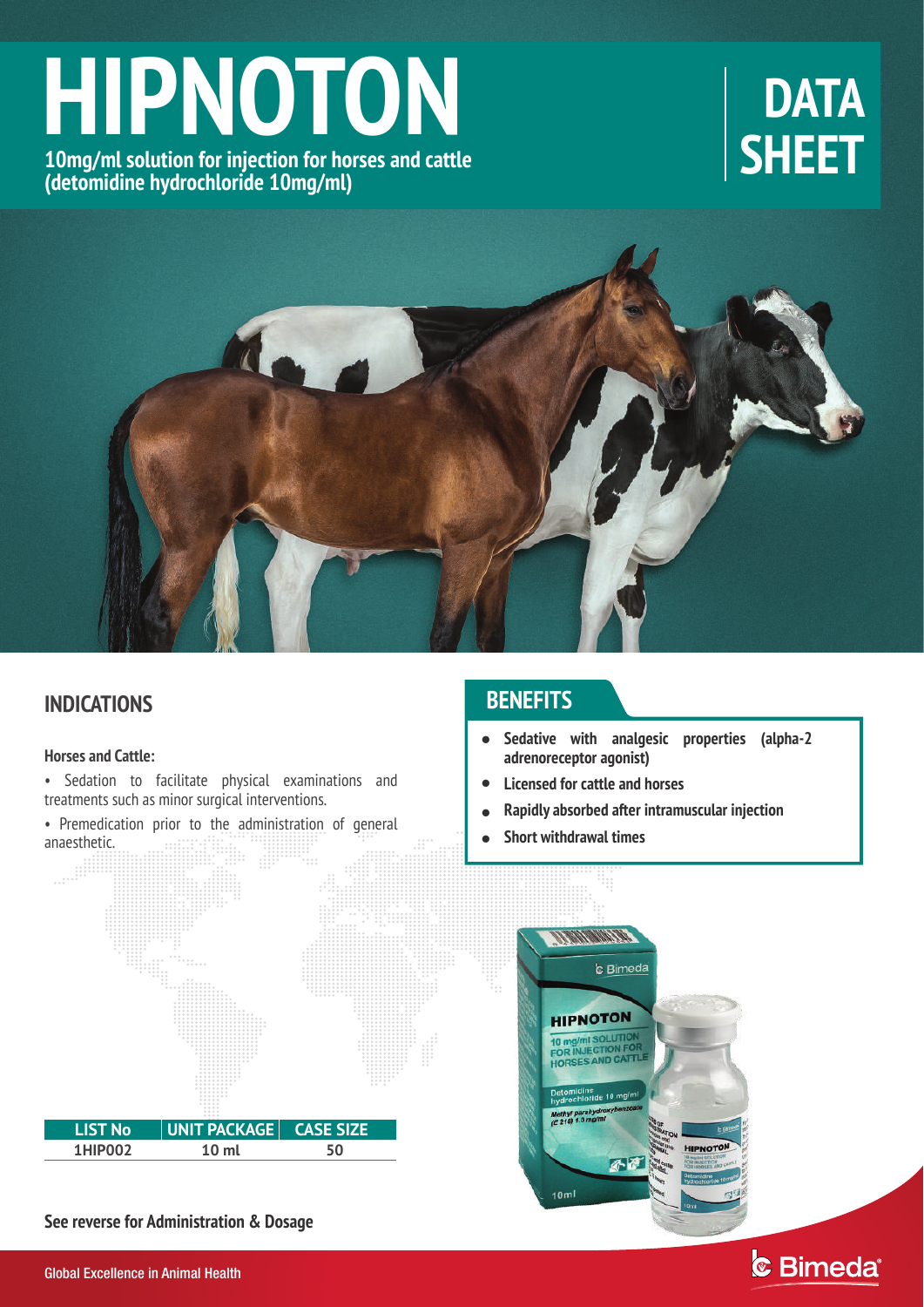# HIPNOTON

**10mg/ml solution for injection for horses and cattle (detomidine hydrochloride 10mg/ml)**

# DATA SHEET

## INDICATIONS

**Horses and Cattle:**

- Sedation to facilitate physical examinations and treatments such as minor surgical interventions.
- Premedication prior to the administration of general anaesthetic.

| LIST No | UNIT PACKAGE | CASE SIZE |
|---|---|---|
| 1HIP002 | 10 ml | 50 |

**See reverse for Administration & Dosage**

## BENEFITS

- **Sedative with analgesic properties (alpha-2 adrenoreceptor agonist)**
- **Licensed for cattle and horses**
- **Rapidly absorbed after intramuscular injection**
- **Short withdrawal times**

Global Excellence in Animal Health

Bimeda®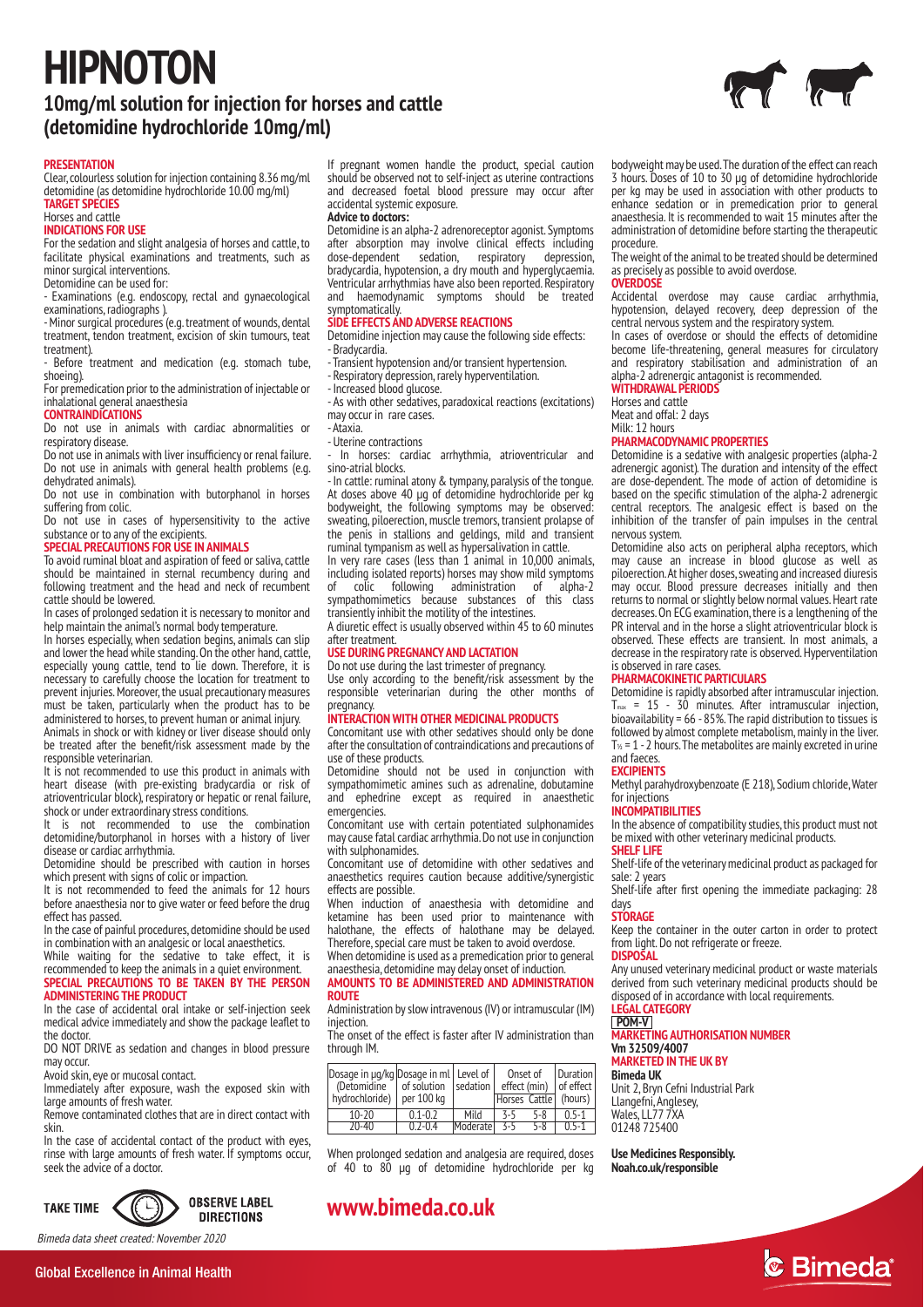# HIPNOTON

## 10mg/ml solution for injection for horses and cattle (detomidine hydrochloride 10mg/ml)

**PRESENTATION**

Clear, colourless solution for injection containing 8.36 mg/ml detomidine (as detomidine hydrochloride 10.00 mg/ml)

**TARGET SPECIES**

Horses and cattle

**INDICATIONS FOR USE**

For the sedation and slight analgesia of horses and cattle, to facilitate physical examinations and treatments, such as minor surgical interventions.

Detomidine can be used for:

- Examinations (e.g. endoscopy, rectal and gynaecological examinations, radiographs ).
- Minor surgical procedures (e.g. treatment of wounds, dental treatment, tendon treatment, excision of skin tumours, teat treatment).
- Before treatment and medication (e.g. stomach tube, shoeing).

For premedication prior to the administration of injectable or inhalational general anaesthesia

**CONTRAINDICATIONS**

Do not use in animals with cardiac abnormalities or respiratory disease.

Do not use in animals with liver insufficiency or renal failure. Do not use in animals with general health problems (e.g. dehydrated animals).

Do not use in combination with butorphanol in horses suffering from colic.

Do not use in cases of hypersensitivity to the active substance or to any of the excipients.

**SPECIAL PRECAUTIONS FOR USE IN ANIMALS**

To avoid ruminal bloat and aspiration of feed or saliva, cattle should be maintained in sternal recumbency during and following treatment and the head and neck of recumbent cattle should be lowered.

In cases of prolonged sedation it is necessary to monitor and help maintain the animal's normal body temperature.

In horses especially, when sedation begins, animals can slip and lower the head while standing. On the other hand, cattle, especially young cattle, tend to lie down. Therefore, it is necessary to carefully choose the location for treatment to prevent injuries. Moreover, the usual precautionary measures must be taken, particularly when the product has to be administered to horses, to prevent human or animal injury.

Animals in shock or with kidney or liver disease should only be treated after the benefit/risk assessment made by the responsible veterinarian.

It is not recommended to use this product in animals with heart disease (with pre-existing bradycardia or risk of atrioventricular block), respiratory or hepatic or renal failure, shock or under extraordinary stress conditions.

It is not recommended to use the combination detomidine/butorphanol in horses with a history of liver disease or cardiac arrhythmia.

Detomidine should be prescribed with caution in horses which present with signs of colic or impaction.

It is not recommended to feed the animals for 12 hours before anaesthesia nor to give water or feed before the drug effect has passed.

In the case of painful procedures, detomidine should be used in combination with an analgesic or local anaesthetics.

While waiting for the sedative to take effect, it is recommended to keep the animals in a quiet environment.

**SPECIAL PRECAUTIONS TO BE TAKEN BY THE PERSON ADMINISTERING THE PRODUCT**

In the case of accidental oral intake or self-injection seek medical advice immediately and show the package leaflet to the doctor.

DO NOT DRIVE as sedation and changes in blood pressure may occur.

Avoid skin, eye or mucosal contact.

Immediately after exposure, wash the exposed skin with large amounts of fresh water.

Remove contaminated clothes that are in direct contact with skin.

In the case of accidental contact of the product with eyes, rinse with large amounts of fresh water. If symptoms occur, seek the advice of a doctor.

If pregnant women handle the product, special caution should be observed not to self-inject as uterine contractions and decreased foetal blood pressure may occur after accidental systemic exposure.

**Advice to doctors:**

Detomidine is an alpha-2 adrenoreceptor agonist. Symptoms after absorption may involve clinical effects including dose-dependent sedation, respiratory depression, bradycardia, hypotension, a dry mouth and hyperglycaemia. Ventricular arrhythmias have also been reported. Respiratory and haemodynamic symptoms should be treated symptomatically.

**SIDE EFFECTS AND ADVERSE REACTIONS**

Detomidine injection may cause the following side effects:

- Bradycardia.
- Transient hypotension and/or transient hypertension.
- Respiratory depression, rarely hyperventilation.
- Increased blood glucose.
- As with other sedatives, paradoxical reactions (excitations) may occur in rare cases.
- Ataxia.
- Uterine contractions
- In horses: cardiac arrhythmia, atrioventricular and sino-atrial blocks.
- In cattle: ruminal atony & tympany, paralysis of the tongue.

At doses above 40 µg of detomidine hydrochloride per kg bodyweight, the following symptoms may be observed: sweating, piloerection, muscle tremors, transient prolapse of the penis in stallions and geldings, mild and transient ruminal tympanism as well as hypersalivation in cattle.

In very rare cases (less than 1 animal in 10,000 animals, including isolated reports) horses may show mild symptoms of colic following administration of alpha-2 sympathomimetics because substances of this class transiently inhibit the motility of the intestines.

A diuretic effect is usually observed within 45 to 60 minutes after treatment.

**USE DURING PREGNANCY AND LACTATION**

Do not use during the last trimester of pregnancy.

Use only according to the benefit/risk assessment by the responsible veterinarian during the other months of pregnancy.

**INTERACTION WITH OTHER MEDICINAL PRODUCTS**

Concomitant use with other sedatives should only be done after the consultation of contraindications and precautions of use of these products.

Detomidine should not be used in conjunction with sympathomimetic amines such as adrenaline, dobutamine and ephedrine except as required in anaesthetic emergencies.

Concomitant use with certain potentiated sulphonamides may cause fatal cardiac arrhythmia. Do not use in conjunction with sulphonamides.

Concomitant use of detomidine with other sedatives and anaesthetics requires caution because additive/synergistic effects are possible.

When induction of anaesthesia with detomidine and ketamine has been used prior to maintenance with halothane, the effects of halothane may be delayed. Therefore, special care must be taken to avoid overdose.

When detomidine is used as a premedication prior to general anaesthesia, detomidine may delay onset of induction.

**AMOUNTS TO BE ADMINISTERED AND ADMINISTRATION ROUTE**

Administration by slow intravenous (IV) or intramuscular (IM) injection.

The onset of the effect is faster after IV administration than through IM.

| Dosage in µg/kg (Detomidine hydrochloride) | Dosage in ml of solution per 100 kg | Level of sedation | Onset of effect (min) | | Duration of effect (hours) |
|---|---|---|---|---|---|
| | | | Horses | Cattle | |
| 10-20 | 0.1-0.2 | Mild | 3-5 | 5-8 | 0.5-1 |
| 20-40 | 0.2-0.4 | Moderate | 3-5 | 5-8 | 0.5-1 |

When prolonged sedation and analgesia are required, doses of 40 to 80 µg of detomidine hydrochloride per kg bodyweight may be used. The duration of the effect can reach 3 hours. Doses of 10 to 30 µg of detomidine hydrochloride per kg may be used in association with other products to enhance sedation or in premedication prior to general anaesthesia. It is recommended to wait 15 minutes after the administration of detomidine before starting the therapeutic procedure.

The weight of the animal to be treated should be determined as precisely as possible to avoid overdose.

**OVERDOSE**

Accidental overdose may cause cardiac arrhythmia, hypotension, delayed recovery, deep depression of the central nervous system and the respiratory system.

In cases of overdose or should the effects of detomidine become life-threatening, general measures for circulatory and respiratory stabilisation and administration of an alpha-2 adrenergic antagonist is recommended.

**WITHDRAWAL PERIODS**

Horses and cattle

Meat and offal: 2 days

Milk: 12 hours

**PHARMACODYNAMIC PROPERTIES**

Detomidine is a sedative with analgesic properties (alpha-2 adrenergic agonist). The duration and intensity of the effect are dose-dependent. The mode of action of detomidine is based on the specific stimulation of the alpha-2 adrenergic central receptors. The analgesic effect is based on the inhibition of the transfer of pain impulses in the central nervous system.

Detomidine also acts on peripheral alpha receptors, which may cause an increase in blood glucose as well as piloerection. At higher doses, sweating and increased diuresis may occur. Blood pressure decreases initially and then returns to normal or slightly below normal values. Heart rate decreases. On ECG examination, there is a lengthening of the PR interval and in the horse a slight atrioventricular block is observed. These effects are transient. In most animals, a decrease in the respiratory rate is observed. Hyperventilation is observed in rare cases.

**PHARMACOKINETIC PARTICULARS**

Detomidine is rapidly absorbed after intramuscular injection. $T_{max}$ = 15 - 30 minutes. After intramuscular injection, bioavailability = 66 - 85%. The rapid distribution to tissues is followed by almost complete metabolism, mainly in the liver. $T_{½}$ = 1 - 2 hours. The metabolites are mainly excreted in urine and faeces.

**EXCIPIENTS**

Methyl parahydroxybenzoate (E 218), Sodium chloride, Water for injections

**INCOMPATIBILITIES**

In the absence of compatibility studies, this product must not be mixed with other veterinary medicinal products.

**SHELF LIFE**

Shelf-life of the veterinary medicinal product as packaged for sale: 2 years

Shelf-life after first opening the immediate packaging: 28 days

**STORAGE**

Keep the container in the outer carton in order to protect from light. Do not refrigerate or freeze.

**DISPOSAL**

Any unused veterinary medicinal product or waste materials derived from such veterinary medicinal products should be disposed of in accordance with local requirements.

**LEGAL CATEGORY**

**POM-V**

**MARKETING AUTHORISATION NUMBER**

**Vm 32509/4007**

**MARKETED IN THE UK BY**

**Bimeda UK**

Unit 2, Bryn Cefni Industrial Park

Llangefni, Anglesey,

Wales, LL77 7XA

01248 725400

**Use Medicines Responsibly.**
**Noah.co.uk/responsible**

TAKE TIME OBSERVE LABEL DIRECTIONS

**www.bimeda.co.uk**

*Bimeda data sheet created: November 2020*

Global Excellence in Animal Health

Bimeda